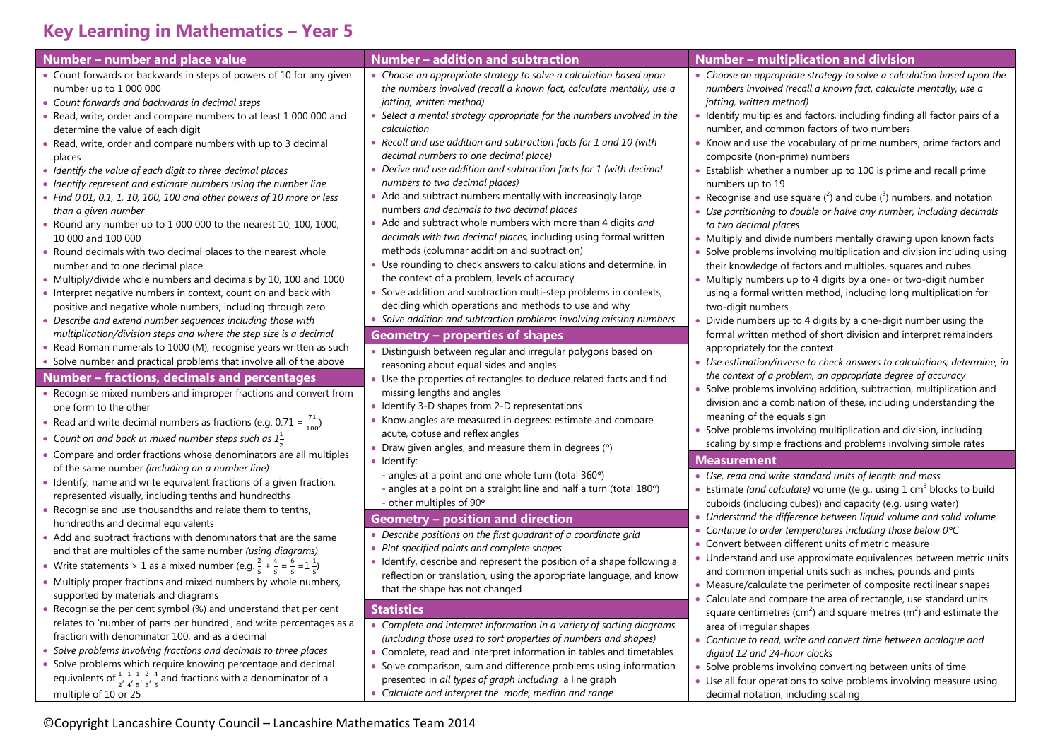# Key Learning in Mathematics – Year 5

## Number – number and place value

- Count forwards or backwards in steps of powers of 10 for any given number up to 1 000 000
- *Count forwards and backwards in decimal steps*
- Read, write, order and compare numbers to at least 1 000 000 and determine the value of each digit
- Read, write, order and compare numbers with up to 3 decimal places
- *Identify the value of each digit to three decimal places*
- *Identify represent and estimate numbers using the number line*
- *Find 0.01, 0.1, 1, 10, 100, 100 and other powers of 10 more or less than a given number*
- Round any number up to 1 000 000 to the nearest 10, 100, 1000, 10 000 and 100 000
- Round decimals with two decimal places to the nearest whole number and to one decimal place
- Multiply/divide whole numbers and decimals by 10, 100 and 1000
- Interpret negative numbers in context, count on and back with positive and negative whole numbers, including through zero
- *Describe and extend number sequences including those with multiplication/division steps and where the step size is a decimal*
- Read Roman numerals to 1000 (M); recognise years written as such
- Solve number and practical problems that involve all of the above

## Number – fractions, decimals and percentages

- Recognise mixed numbers and improper fractions and convert from one form to the other
- Read and write decimal numbers as fractions (e.g. $0.71 = \frac{71}{100}$)
- *Count on and back in mixed number steps such as $1\frac{1}{2}$*
- Compare and order fractions whose denominators are all multiples of the same number *(including on a number line)*
- Identify, name and write equivalent fractions of a given fraction, represented visually, including tenths and hundredths
- Recognise and use thousandths and relate them to tenths, hundredths and decimal equivalents
- Add and subtract fractions with denominators that are the same and that are multiples of the same number *(using diagrams)*
- Write statements > 1 as a mixed number (e.g. $\frac{2}{5} + \frac{4}{5} = \frac{6}{5} = 1\frac{1}{5}$)
- Multiply proper fractions and mixed numbers by whole numbers, supported by materials and diagrams
- Recognise the per cent symbol (%) and understand that per cent relates to 'number of parts per hundred', and write percentages as a fraction with denominator 100, and as a decimal
- *Solve problems involving fractions and decimals to three places*
- Solve problems which require knowing percentage and decimal equivalents of $\frac{1}{2}, \frac{1}{4}, \frac{1}{5}, \frac{2}{5}, \frac{4}{5}$ and fractions with a denominator of a multiple of 10 or 25

## Number – addition and subtraction

- *Choose an appropriate strategy to solve a calculation based upon the numbers involved (recall a known fact, calculate mentally, use a jotting, written method)*
- *Select a mental strategy appropriate for the numbers involved in the calculation*
- *Recall and use addition and subtraction facts for 1 and 10 (with decimal numbers to one decimal place)*
- *Derive and use addition and subtraction facts for 1 (with decimal numbers to two decimal places)*
- Add and subtract numbers mentally with increasingly large numbers *and decimals to two decimal places*
- Add and subtract whole numbers with more than 4 digits *and decimals with two decimal places,* including using formal written methods (columnar addition and subtraction)
- Use rounding to check answers to calculations and determine, in the context of a problem, levels of accuracy
- Solve addition and subtraction multi-step problems in contexts, deciding which operations and methods to use and why
- *Solve addition and subtraction problems involving missing numbers*

## Geometry – properties of shapes

- Distinguish between regular and irregular polygons based on reasoning about equal sides and angles
- Use the properties of rectangles to deduce related facts and find missing lengths and angles
- Identify 3-D shapes from 2-D representations
- Know angles are measured in degrees: estimate and compare acute, obtuse and reflex angles
- Draw given angles, and measure them in degrees (°)
- Identify:
  - angles at a point and one whole turn (total 360°)
  - angles at a point on a straight line and half a turn (total 180°)
  - other multiples of 90°

## Geometry – position and direction

- *Describe positions on the first quadrant of a coordinate grid*
- *Plot specified points and complete shapes*
- Identify, describe and represent the position of a shape following a reflection or translation, using the appropriate language, and know that the shape has not changed

## Statistics

- *Complete and interpret information in a variety of sorting diagrams (including those used to sort properties of numbers and shapes)*
- Complete, read and interpret information in tables and timetables
- Solve comparison, sum and difference problems using information presented in *all types of graph including* a line graph
- *Calculate and interpret the mode, median and range*

## Number – multiplication and division

- *Choose an appropriate strategy to solve a calculation based upon the numbers involved (recall a known fact, calculate mentally, use a jotting, written method)*
- Identify multiples and factors, including finding all factor pairs of a number, and common factors of two numbers
- Know and use the vocabulary of prime numbers, prime factors and composite (non-prime) numbers
- Establish whether a number up to 100 is prime and recall prime numbers up to 19
- Recognise and use square ($^2$) and cube ($^3$) numbers, and notation
- *Use partitioning to double or halve any number, including decimals to two decimal places*
- Multiply and divide numbers mentally drawing upon known facts
- Solve problems involving multiplication and division including using their knowledge of factors and multiples, squares and cubes
- Multiply numbers up to 4 digits by a one- or two-digit number using a formal written method, including long multiplication for two-digit numbers
- Divide numbers up to 4 digits by a one-digit number using the formal written method of short division and interpret remainders appropriately for the context
- *Use estimation/inverse to check answers to calculations; determine, in the context of a problem, an appropriate degree of accuracy*
- Solve problems involving addition, subtraction, multiplication and division and a combination of these, including understanding the meaning of the equals sign
- Solve problems involving multiplication and division, including scaling by simple fractions and problems involving simple rates

## Measurement

- *Use, read and write standard units of length and mass*
- Estimate *(and calculate)* volume ((e.g., using 1 cm$^3$ blocks to build cuboids (including cubes)) and capacity (e.g. using water)
- *Understand the difference between liquid volume and solid volume*
- *Continue to order temperatures including those below 0°C*
- Convert between different units of metric measure
- Understand and use approximate equivalences between metric units and common imperial units such as inches, pounds and pints
- Measure/calculate the perimeter of composite rectilinear shapes
- Calculate and compare the area of rectangle, use standard units square centimetres (cm$^2$) and square metres (m$^2$) and estimate the area of irregular shapes
- *Continue to read, write and convert time between analogue and digital 12 and 24-hour clocks*
- Solve problems involving converting between units of time
- Use all four operations to solve problems involving measure using decimal notation, including scaling

©Copyright Lancashire County Council – Lancashire Mathematics Team 2014